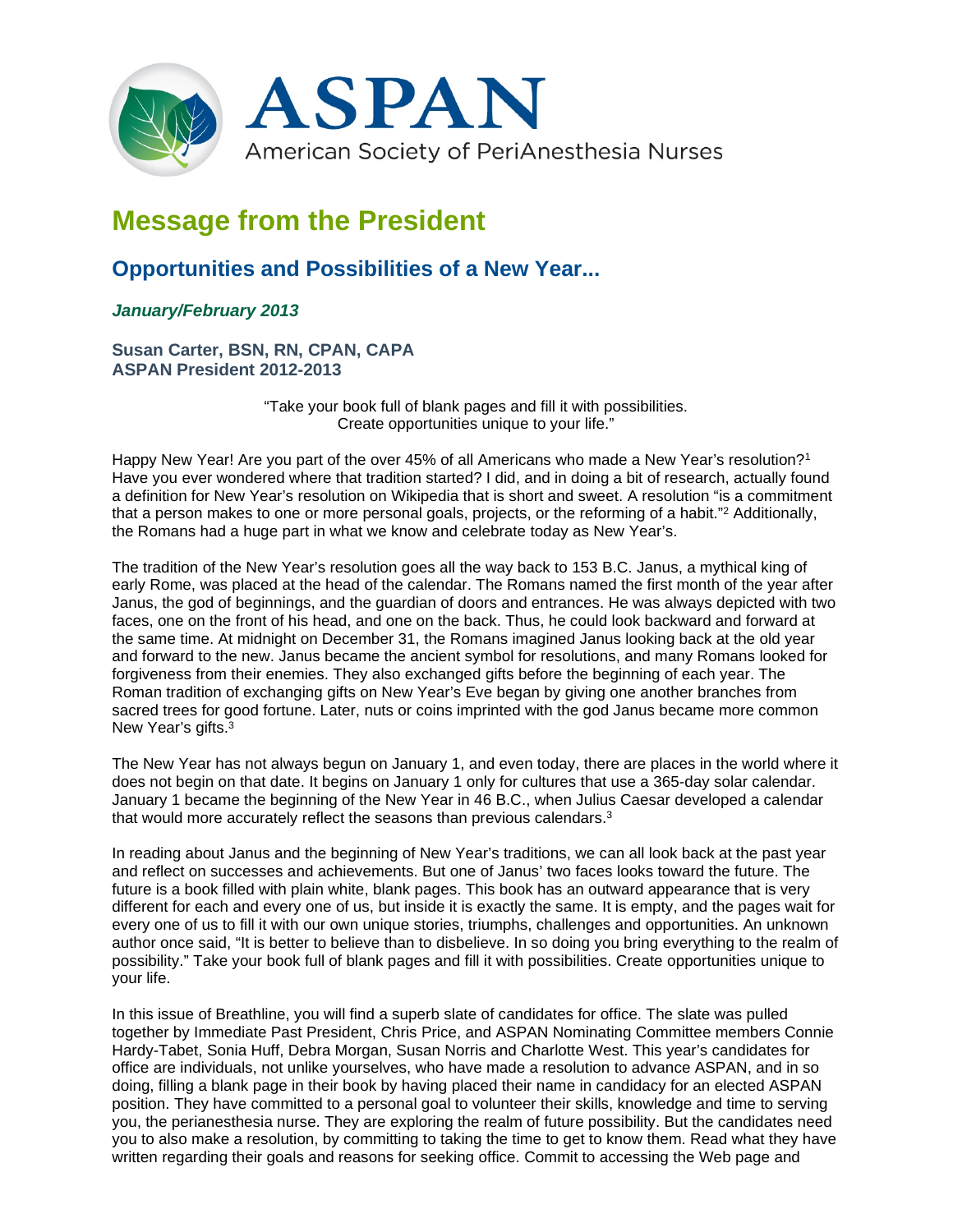ASPAN

American Society of PeriAnesthesia Nurses

# Message from the President

## Opportunities and Possibilities of a New Year...

*January/February 2013*

**Susan Carter, BSN, RN, CPAN, CAPA**
**ASPAN President 2012-2013**

"Take your book full of blank pages and fill it with possibilities.
Create opportunities unique to your life."

Happy New Year! Are you part of the over 45% of all Americans who made a New Year's resolution?[1] Have you ever wondered where that tradition started? I did, and in doing a bit of research, actually found a definition for New Year's resolution on Wikipedia that is short and sweet. A resolution "is a commitment that a person makes to one or more personal goals, projects, or the reforming of a habit."[2] Additionally, the Romans had a huge part in what we know and celebrate today as New Year's.

The tradition of the New Year's resolution goes all the way back to 153 B.C. Janus, a mythical king of early Rome, was placed at the head of the calendar. The Romans named the first month of the year after Janus, the god of beginnings, and the guardian of doors and entrances. He was always depicted with two faces, one on the front of his head, and one on the back. Thus, he could look backward and forward at the same time. At midnight on December 31, the Romans imagined Janus looking back at the old year and forward to the new. Janus became the ancient symbol for resolutions, and many Romans looked for forgiveness from their enemies. They also exchanged gifts before the beginning of each year. The Roman tradition of exchanging gifts on New Year's Eve began by giving one another branches from sacred trees for good fortune. Later, nuts or coins imprinted with the god Janus became more common New Year's gifts.[3]

The New Year has not always begun on January 1, and even today, there are places in the world where it does not begin on that date. It begins on January 1 only for cultures that use a 365-day solar calendar. January 1 became the beginning of the New Year in 46 B.C., when Julius Caesar developed a calendar that would more accurately reflect the seasons than previous calendars.[3]

In reading about Janus and the beginning of New Year's traditions, we can all look back at the past year and reflect on successes and achievements. But one of Janus' two faces looks toward the future. The future is a book filled with plain white, blank pages. This book has an outward appearance that is very different for each and every one of us, but inside it is exactly the same. It is empty, and the pages wait for every one of us to fill it with our own unique stories, triumphs, challenges and opportunities. An unknown author once said, "It is better to believe than to disbelieve. In so doing you bring everything to the realm of possibility." Take your book full of blank pages and fill it with possibilities. Create opportunities unique to your life.

In this issue of Breathline, you will find a superb slate of candidates for office. The slate was pulled together by Immediate Past President, Chris Price, and ASPAN Nominating Committee members Connie Hardy-Tabet, Sonia Huff, Debra Morgan, Susan Norris and Charlotte West. This year's candidates for office are individuals, not unlike yourselves, who have made a resolution to advance ASPAN, and in so doing, filling a blank page in their book by having placed their name in candidacy for an elected ASPAN position. They have committed to a personal goal to volunteer their skills, knowledge and time to serving you, the perianesthesia nurse. They are exploring the realm of future possibility. But the candidates need you to also make a resolution, by committing to taking the time to get to know them. Read what they have written regarding their goals and reasons for seeking office. Commit to accessing the Web page and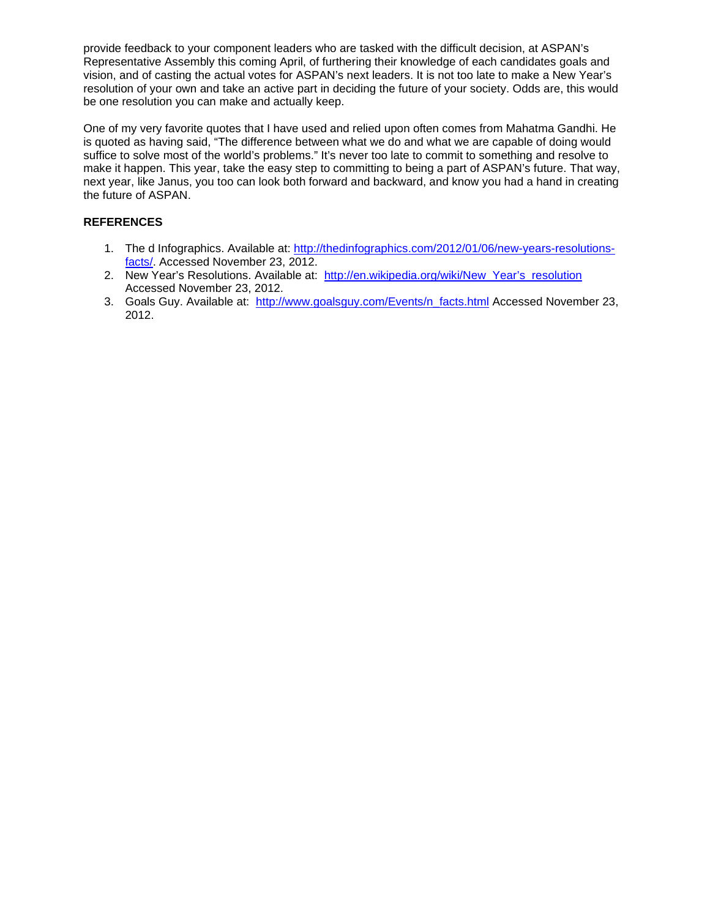provide feedback to your component leaders who are tasked with the difficult decision, at ASPAN's Representative Assembly this coming April, of furthering their knowledge of each candidates goals and vision, and of casting the actual votes for ASPAN's next leaders. It is not too late to make a New Year's resolution of your own and take an active part in deciding the future of your society. Odds are, this would be one resolution you can make and actually keep.

One of my very favorite quotes that I have used and relied upon often comes from Mahatma Gandhi. He is quoted as having said, "The difference between what we do and what we are capable of doing would suffice to solve most of the world's problems." It's never too late to commit to something and resolve to make it happen. This year, take the easy step to committing to being a part of ASPAN's future. That way, next year, like Janus, you too can look both forward and backward, and know you had a hand in creating the future of ASPAN.

**REFERENCES**

1. The d Infographics. Available at: http://thedinfographics.com/2012/01/06/new-years-resolutions-facts/. Accessed November 23, 2012.
2. New Year's Resolutions. Available at: http://en.wikipedia.org/wiki/New_Year's_resolution Accessed November 23, 2012.
3. Goals Guy. Available at: http://www.goalsguy.com/Events/n_facts.html Accessed November 23, 2012.